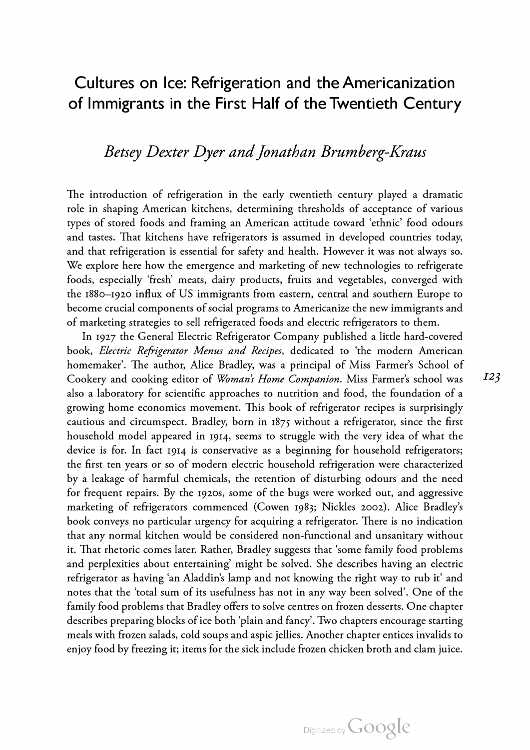# Cultures on Ice: Refrigeration and the Americanization of Immigrants in the First Half of the Twentieth Century

*Betsey Dexter Dyer and Jonathan Brumberg-Kraus*

The introduction of refrigeration in the early twentieth century played a dramatic role in shaping American kitchens, determining thresholds of acceptance of various types of stored foods and framing an American attitude toward 'ethnic' food odours and tastes. That kitchens have refrigerators is assumed in developed countries today, and that refrigeration is essential for safety and health. However it was not always so. We explore here how the emergence and marketing of new technologies to refrigerate foods, especially 'fresh' meats, dairy products, fruits and vegetables, converged with the 1880–1920 influx of US immigrants from eastern, central and southern Europe to become crucial components of social programs to Americanize the new immigrants and of marketing strategies to sell refrigerated foods and electric refrigerators to them.

In 1927 the General Electric Refrigerator Company published a little hard-covered book, *Electric Refrigerator Menus and Recipes*, dedicated to 'the modern American homemaker'. The author, Alice Bradley, was a principal of Miss Farmer's School of Cookery and cooking editor of *Woman's Home Companion*. Miss Farmer's school was also a laboratory for scientific approaches to nutrition and food, the foundation of a growing home economics movement. This book of refrigerator recipes is surprisingly cautious and circumspect. Bradley, born in 1875 without a refrigerator, since the first household model appeared in 1914, seems to struggle with the very idea of what the device is for. In fact 1914 is conservative as a beginning for household refrigerators; the first ten years or so of modern electric household refrigeration were characterized by a leakage of harmful chemicals, the retention of disturbing odours and the need for frequent repairs. By the 1920s, some of the bugs were worked out, and aggressive marketing of refrigerators commenced (Cowen 1983; Nickles 2002). Alice Bradley's book conveys no particular urgency for acquiring a refrigerator. There is no indication that any normal kitchen would be considered non-functional and unsanitary without it. That rhetoric comes later. Rather, Bradley suggests that 'some family food problems and perplexities about entertaining' might be solved. She describes having an electric refrigerator as having 'an Aladdin's lamp and not knowing the right way to rub it' and notes that the 'total sum of its usefulness has not in any way been solved'. One of the family food problems that Bradley offers to solve centres on frozen desserts. One chapter describes preparing blocks of ice both 'plain and fancy'. Two chapters encourage starting meals with frozen salads, cold soups and aspic jellies. Another chapter entices invalids to enjoy food by freezing it; items for the sick include frozen chicken broth and clam juice.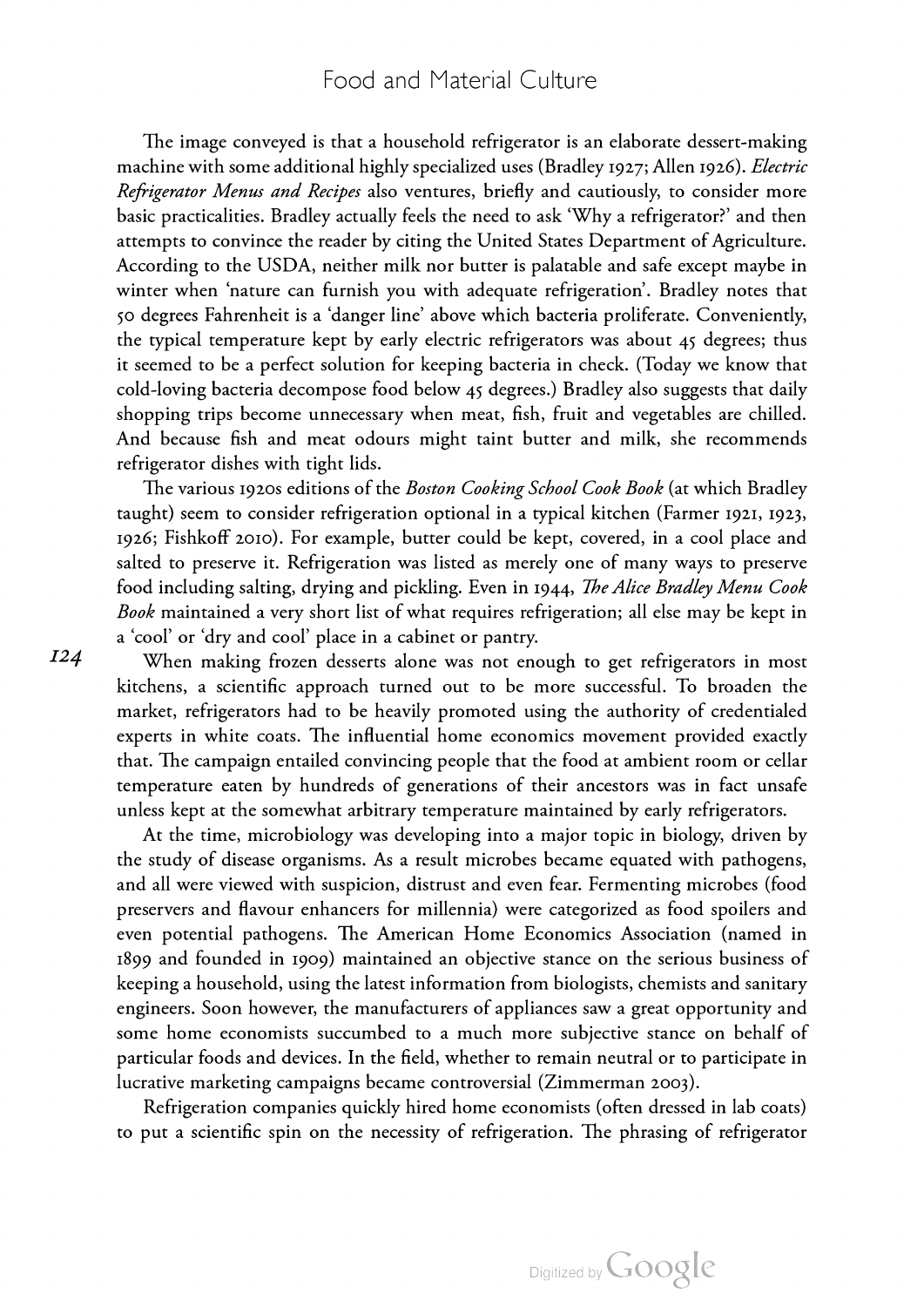The image conveyed is that a household refrigerator is an elaborate dessert-making machine with some additional highly specialized uses (Bradley 1927; Allen 1926). *Electric Refrigerator Menus and Recipes* also ventures, briefly and cautiously, to consider more basic practicalities. Bradley actually feels the need to ask 'Why a refrigerator?' and then attempts to convince the reader by citing the United States Department of Agriculture. According to the USDA, neither milk nor butter is palatable and safe except maybe in winter when 'nature can furnish you with adequate refrigeration'. Bradley notes that 50 degrees Fahrenheit is a 'danger line' above which bacteria proliferate. Conveniently, the typical temperature kept by early electric refrigerators was about 45 degrees; thus it seemed to be a perfect solution for keeping bacteria in check. (Today we know that cold-loving bacteria decompose food below 45 degrees.) Bradley also suggests that daily shopping trips become unnecessary when meat, fish, fruit and vegetables are chilled. And because fish and meat odours might taint butter and milk, she recommends refrigerator dishes with tight lids.

The various 1920s editions of the *Boston Cooking School Cook Book* (at which Bradley taught) seem to consider refrigeration optional in a typical kitchen (Farmer 1921, 1923, 1926; Fishkoff 2010). For example, butter could be kept, covered, in a cool place and salted to preserve it. Refrigeration was listed as merely one of many ways to preserve food including salting, drying and pickling. Even in 1944, *The Alice Bradley Menu Cook Book* maintained a very short list of what requires refrigeration; all else may be kept in a 'cool' or 'dry and cool' place in a cabinet or pantry.

When making frozen desserts alone was not enough to get refrigerators in most kitchens, a scientific approach turned out to be more successful. To broaden the market, refrigerators had to be heavily promoted using the authority of credentialed experts in white coats. The influential home economics movement provided exactly that. The campaign entailed convincing people that the food at ambient room or cellar temperature eaten by hundreds of generations of their ancestors was in fact unsafe unless kept at the somewhat arbitrary temperature maintained by early refrigerators.

At the time, microbiology was developing into a major topic in biology, driven by the study of disease organisms. As a result microbes became equated with pathogens, and all were viewed with suspicion, distrust and even fear. Fermenting microbes (food preservers and flavour enhancers for millennia) were categorized as food spoilers and even potential pathogens. The American Home Economics Association (named in 1899 and founded in 1909) maintained an objective stance on the serious business of keeping a household, using the latest information from biologists, chemists and sanitary engineers. Soon however, the manufacturers of appliances saw a great opportunity and some home economists succumbed to a much more subjective stance on behalf of particular foods and devices. In the field, whether to remain neutral or to participate in lucrative marketing campaigns became controversial (Zimmerman 2003).

Refrigeration companies quickly hired home economists (often dressed in lab coats) to put a scientific spin on the necessity of refrigeration. The phrasing of refrigerator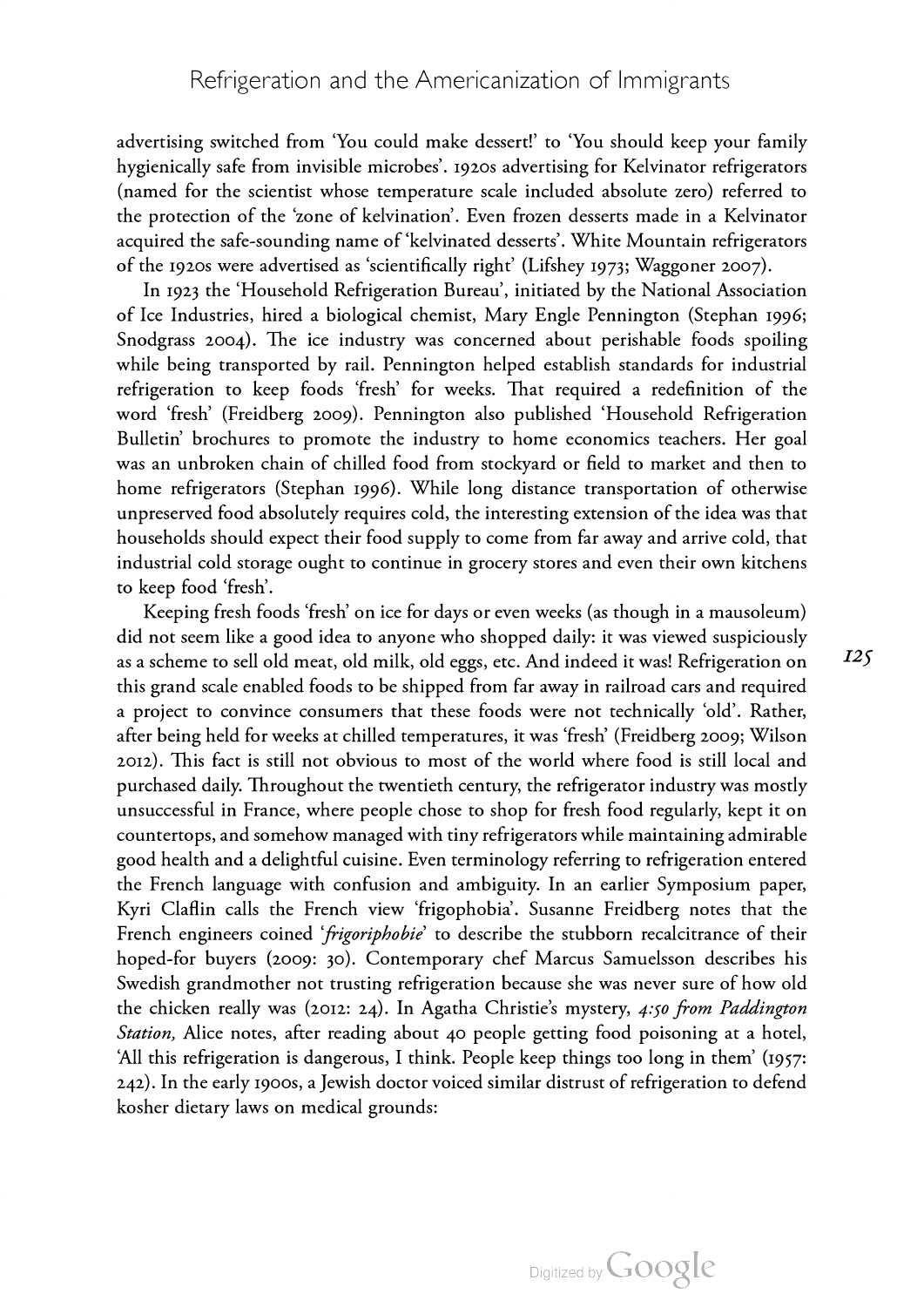advertising switched from 'You could make dessert!' to 'You should keep your family hygienically safe from invisible microbes'. 1920s advertising for Kelvinator refrigerators (named for the scientist whose temperature scale included absolute zero) referred to the protection of the 'zone of kelvination'. Even frozen desserts made in a Kelvinator acquired the safe-sounding name of 'kelvinated desserts'. White Mountain refrigerators of the 1920s were advertised as 'scientifically right' (Lifshey 1973; Waggoner 2007).

In 1923 the 'Household Refrigeration Bureau', initiated by the National Association of Ice Industries, hired a biological chemist, Mary Engle Pennington (Stephan 1996; Snodgrass 2004). The ice industry was concerned about perishable foods spoiling while being transported by rail. Pennington helped establish standards for industrial refrigeration to keep foods 'fresh' for weeks. That required a redefinition of the word 'fresh' (Freidberg 2009). Pennington also published 'Household Refrigeration Bulletin' brochures to promote the industry to home economics teachers. Her goal was an unbroken chain of chilled food from stockyard or field to market and then to home refrigerators (Stephan 1996). While long distance transportation of otherwise unpreserved food absolutely requires cold, the interesting extension of the idea was that households should expect their food supply to come from far away and arrive cold, that industrial cold storage ought to continue in grocery stores and even their own kitchens to keep food 'fresh'.

Keeping fresh foods 'fresh' on ice for days or even weeks (as though in a mausoleum) did not seem like a good idea to anyone who shopped daily: it was viewed suspiciously as a scheme to sell old meat, old milk, old eggs, etc. And indeed it was! Refrigeration on this grand scale enabled foods to be shipped from far away in railroad cars and required a project to convince consumers that these foods were not technically 'old'. Rather, after being held for weeks at chilled temperatures, it was 'fresh' (Freidberg 2009; Wilson 2012). This fact is still not obvious to most of the world where food is still local and purchased daily. Throughout the twentieth century, the refrigerator industry was mostly unsuccessful in France, where people chose to shop for fresh food regularly, kept it on countertops, and somehow managed with tiny refrigerators while maintaining admirable good health and a delightful cuisine. Even terminology referring to refrigeration entered the French language with confusion and ambiguity. In an earlier Symposium paper, Kyri Claflin calls the French view 'frigophobia'. Susanne Freidberg notes that the French engineers coined '*frigoriphobie*' to describe the stubborn recalcitrance of their hoped-for buyers (2009: 30). Contemporary chef Marcus Samuelsson describes his Swedish grandmother not trusting refrigeration because she was never sure of how old the chicken really was (2012: 24). In Agatha Christie's mystery, *4:50 from Paddington Station,* Alice notes, after reading about 40 people getting food poisoning at a hotel, 'All this refrigeration is dangerous, I think. People keep things too long in them' (1957: 242). In the early 1900s, a Jewish doctor voiced similar distrust of refrigeration to defend kosher dietary laws on medical grounds: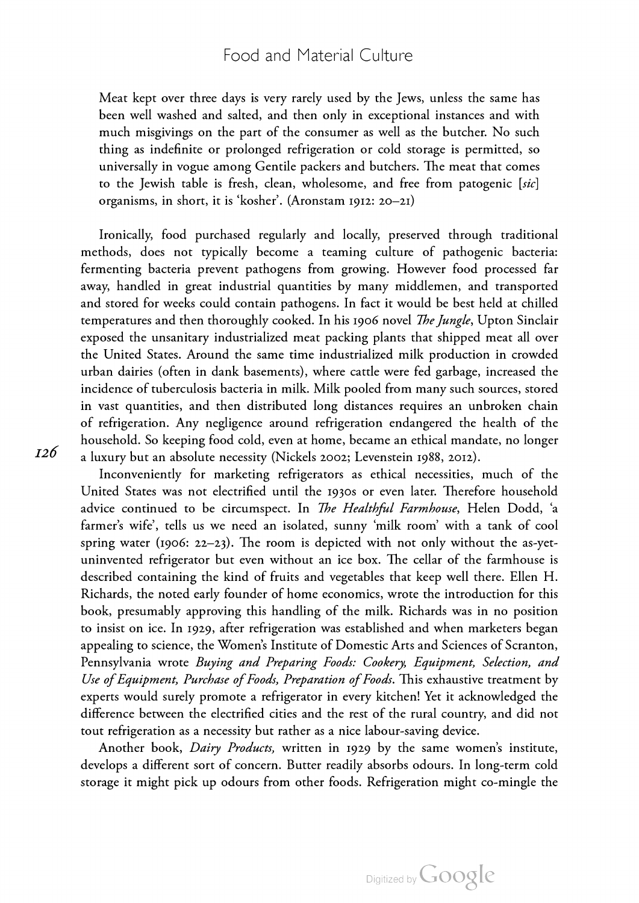> Meat kept over three days is very rarely used by the Jews, unless the same has been well washed and salted, and then only in exceptional instances and with much misgivings on the part of the consumer as well as the butcher. No such thing as indefinite or prolonged refrigeration or cold storage is permitted, so universally in vogue among Gentile packers and butchers. The meat that comes to the Jewish table is fresh, clean, wholesome, and free from patogenic [*sic*] organisms, in short, it is 'kosher'. (Aronstam 1912: 20–21)

Ironically, food purchased regularly and locally, preserved through traditional methods, does not typically become a teaming culture of pathogenic bacteria: fermenting bacteria prevent pathogens from growing. However food processed far away, handled in great industrial quantities by many middlemen, and transported and stored for weeks could contain pathogens. In fact it would be best held at chilled temperatures and then thoroughly cooked. In his 1906 novel *The Jungle*, Upton Sinclair exposed the unsanitary industrialized meat packing plants that shipped meat all over the United States. Around the same time industrialized milk production in crowded urban dairies (often in dank basements), where cattle were fed garbage, increased the incidence of tuberculosis bacteria in milk. Milk pooled from many such sources, stored in vast quantities, and then distributed long distances requires an unbroken chain of refrigeration. Any negligence around refrigeration endangered the health of the household. So keeping food cold, even at home, became an ethical mandate, no longer a luxury but an absolute necessity (Nickels 2002; Levenstein 1988, 2012).

Inconveniently for marketing refrigerators as ethical necessities, much of the United States was not electrified until the 1930s or even later. Therefore household advice continued to be circumspect. In *The Healthful Farmhouse*, Helen Dodd, 'a farmer's wife', tells us we need an isolated, sunny 'milk room' with a tank of cool spring water (1906: 22–23). The room is depicted with not only without the as-yet-uninvented refrigerator but even without an ice box. The cellar of the farmhouse is described containing the kind of fruits and vegetables that keep well there. Ellen H. Richards, the noted early founder of home economics, wrote the introduction for this book, presumably approving this handling of the milk. Richards was in no position to insist on ice. In 1929, after refrigeration was established and when marketers began appealing to science, the Women's Institute of Domestic Arts and Sciences of Scranton, Pennsylvania wrote *Buying and Preparing Foods: Cookery, Equipment, Selection, and Use of Equipment, Purchase of Foods, Preparation of Foods*. This exhaustive treatment by experts would surely promote a refrigerator in every kitchen! Yet it acknowledged the difference between the electrified cities and the rest of the rural country, and did not tout refrigeration as a necessity but rather as a nice labour-saving device.

Another book, *Dairy Products,* written in 1929 by the same women's institute, develops a different sort of concern. Butter readily absorbs odours. In long-term cold storage it might pick up odours from other foods. Refrigeration might co-mingle the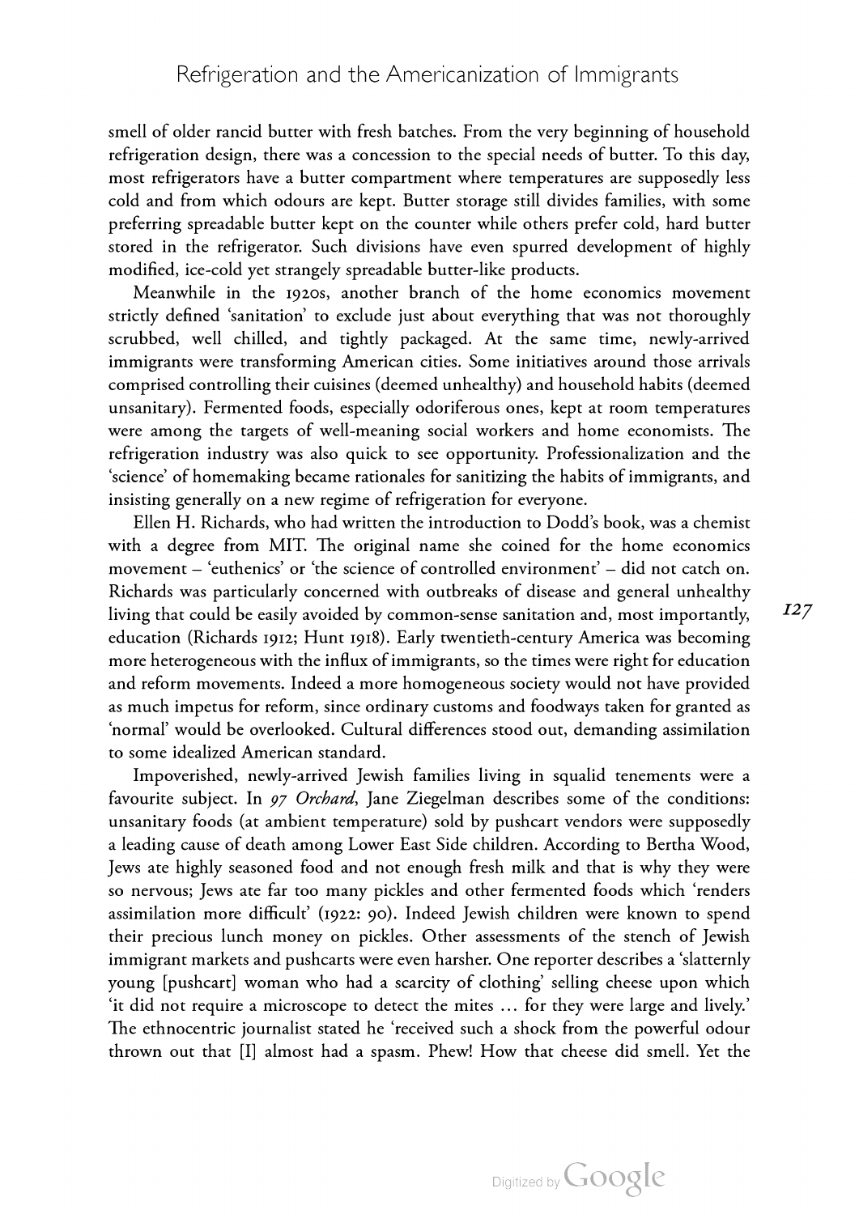smell of older rancid butter with fresh batches. From the very beginning of household refrigeration design, there was a concession to the special needs of butter. To this day, most refrigerators have a butter compartment where temperatures are supposedly less cold and from which odours are kept. Butter storage still divides families, with some preferring spreadable butter kept on the counter while others prefer cold, hard butter stored in the refrigerator. Such divisions have even spurred development of highly modified, ice-cold yet strangely spreadable butter-like products.

Meanwhile in the 1920s, another branch of the home economics movement strictly defined 'sanitation' to exclude just about everything that was not thoroughly scrubbed, well chilled, and tightly packaged. At the same time, newly-arrived immigrants were transforming American cities. Some initiatives around those arrivals comprised controlling their cuisines (deemed unhealthy) and household habits (deemed unsanitary). Fermented foods, especially odoriferous ones, kept at room temperatures were among the targets of well-meaning social workers and home economists. The refrigeration industry was also quick to see opportunity. Professionalization and the 'science' of homemaking became rationales for sanitizing the habits of immigrants, and insisting generally on a new regime of refrigeration for everyone.

Ellen H. Richards, who had written the introduction to Dodd's book, was a chemist with a degree from MIT. The original name she coined for the home economics movement – 'euthenics' or 'the science of controlled environment' – did not catch on. Richards was particularly concerned with outbreaks of disease and general unhealthy living that could be easily avoided by common-sense sanitation and, most importantly, education (Richards 1912; Hunt 1918). Early twentieth-century America was becoming more heterogeneous with the influx of immigrants, so the times were right for education and reform movements. Indeed a more homogeneous society would not have provided as much impetus for reform, since ordinary customs and foodways taken for granted as 'normal' would be overlooked. Cultural differences stood out, demanding assimilation to some idealized American standard.

Impoverished, newly-arrived Jewish families living in squalid tenements were a favourite subject. In *97 Orchard*, Jane Ziegelman describes some of the conditions: unsanitary foods (at ambient temperature) sold by pushcart vendors were supposedly a leading cause of death among Lower East Side children. According to Bertha Wood, Jews ate highly seasoned food and not enough fresh milk and that is why they were so nervous; Jews ate far too many pickles and other fermented foods which 'renders assimilation more difficult' (1922: 90). Indeed Jewish children were known to spend their precious lunch money on pickles. Other assessments of the stench of Jewish immigrant markets and pushcarts were even harsher. One reporter describes a 'slatternly young [pushcart] woman who had a scarcity of clothing' selling cheese upon which 'it did not require a microscope to detect the mites … for they were large and lively.' The ethnocentric journalist stated he 'received such a shock from the powerful odour thrown out that [I] almost had a spasm. Phew! How that cheese did smell. Yet the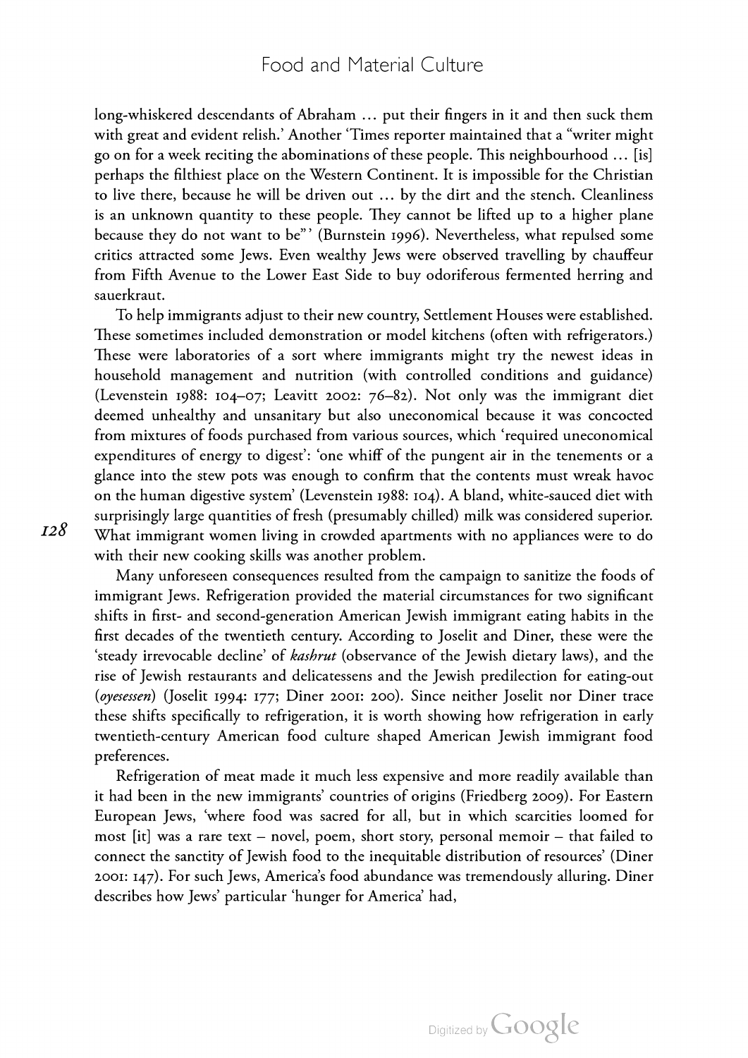long-whiskered descendants of Abraham … put their fingers in it and then suck them with great and evident relish.' Another 'Times reporter maintained that a "writer might go on for a week reciting the abominations of these people. This neighbourhood … [is] perhaps the filthiest place on the Western Continent. It is impossible for the Christian to live there, because he will be driven out … by the dirt and the stench. Cleanliness is an unknown quantity to these people. They cannot be lifted up to a higher plane because they do not want to be"' (Burnstein 1996). Nevertheless, what repulsed some critics attracted some Jews. Even wealthy Jews were observed travelling by chauffeur from Fifth Avenue to the Lower East Side to buy odoriferous fermented herring and sauerkraut.

To help immigrants adjust to their new country, Settlement Houses were established. These sometimes included demonstration or model kitchens (often with refrigerators.) These were laboratories of a sort where immigrants might try the newest ideas in household management and nutrition (with controlled conditions and guidance) (Levenstein 1988: 104–07; Leavitt 2002: 76–82). Not only was the immigrant diet deemed unhealthy and unsanitary but also uneconomical because it was concocted from mixtures of foods purchased from various sources, which 'required uneconomical expenditures of energy to digest': 'one whiff of the pungent air in the tenements or a glance into the stew pots was enough to confirm that the contents must wreak havoc on the human digestive system' (Levenstein 1988: 104). A bland, white-sauced diet with surprisingly large quantities of fresh (presumably chilled) milk was considered superior. What immigrant women living in crowded apartments with no appliances were to do with their new cooking skills was another problem.

Many unforeseen consequences resulted from the campaign to sanitize the foods of immigrant Jews. Refrigeration provided the material circumstances for two significant shifts in first- and second-generation American Jewish immigrant eating habits in the first decades of the twentieth century. According to Joselit and Diner, these were the 'steady irrevocable decline' of *kashrut* (observance of the Jewish dietary laws), and the rise of Jewish restaurants and delicatessens and the Jewish predilection for eating-out (*oyesessen*) (Joselit 1994: 177; Diner 2001: 200). Since neither Joselit nor Diner trace these shifts specifically to refrigeration, it is worth showing how refrigeration in early twentieth-century American food culture shaped American Jewish immigrant food preferences.

Refrigeration of meat made it much less expensive and more readily available than it had been in the new immigrants' countries of origins (Friedberg 2009). For Eastern European Jews, 'where food was sacred for all, but in which scarcities loomed for most [it] was a rare text – novel, poem, short story, personal memoir – that failed to connect the sanctity of Jewish food to the inequitable distribution of resources' (Diner 2001: 147). For such Jews, America's food abundance was tremendously alluring. Diner describes how Jews' particular 'hunger for America' had,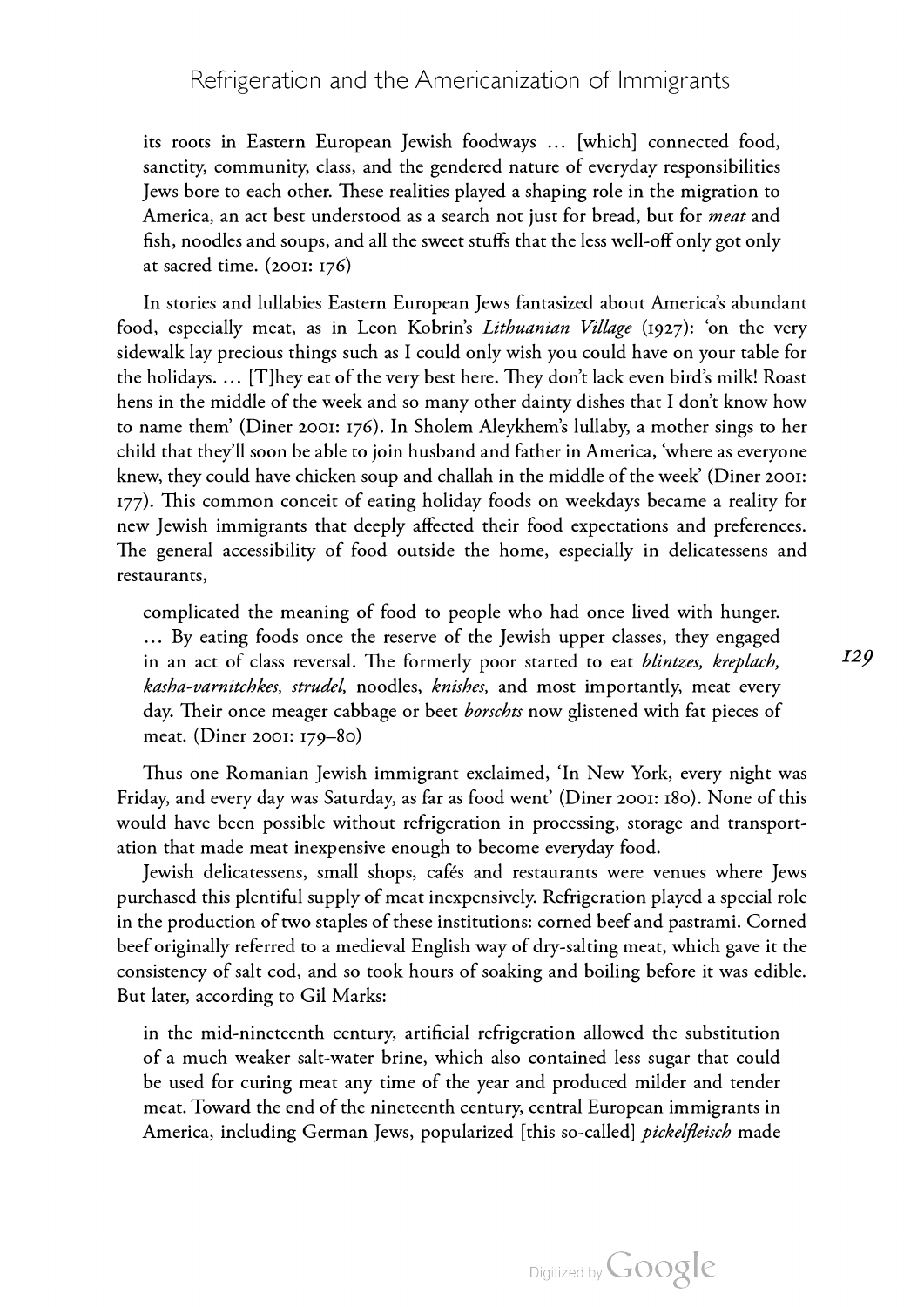its roots in Eastern European Jewish foodways … [which] connected food, sanctity, community, class, and the gendered nature of everyday responsibilities Jews bore to each other. These realities played a shaping role in the migration to America, an act best understood as a search not just for bread, but for *meat* and fish, noodles and soups, and all the sweet stuffs that the less well-off only got only at sacred time. (2001: 176)

In stories and lullabies Eastern European Jews fantasized about America's abundant food, especially meat, as in Leon Kobrin's *Lithuanian Village* (1927): 'on the very sidewalk lay precious things such as I could only wish you could have on your table for the holidays. … [T]hey eat of the very best here. They don't lack even bird's milk! Roast hens in the middle of the week and so many other dainty dishes that I don't know how to name them' (Diner 2001: 176). In Sholem Aleykhem's lullaby, a mother sings to her child that they'll soon be able to join husband and father in America, 'where as everyone knew, they could have chicken soup and challah in the middle of the week' (Diner 2001: 177). This common conceit of eating holiday foods on weekdays became a reality for new Jewish immigrants that deeply affected their food expectations and preferences. The general accessibility of food outside the home, especially in delicatessens and restaurants,

> complicated the meaning of food to people who had once lived with hunger. … By eating foods once the reserve of the Jewish upper classes, they engaged in an act of class reversal. The formerly poor started to eat *blintzes, kreplach, kasha-varnitchkes, strudel,* noodles, *knishes,* and most importantly, meat every day. Their once meager cabbage or beet *borschts* now glistened with fat pieces of meat. (Diner 2001: 179–80)

Thus one Romanian Jewish immigrant exclaimed, 'In New York, every night was Friday, and every day was Saturday, as far as food went' (Diner 2001: 180). None of this would have been possible without refrigeration in processing, storage and transportation that made meat inexpensive enough to become everyday food.

Jewish delicatessens, small shops, cafés and restaurants were venues where Jews purchased this plentiful supply of meat inexpensively. Refrigeration played a special role in the production of two staples of these institutions: corned beef and pastrami. Corned beef originally referred to a medieval English way of dry-salting meat, which gave it the consistency of salt cod, and so took hours of soaking and boiling before it was edible. But later, according to Gil Marks:

> in the mid-nineteenth century, artificial refrigeration allowed the substitution of a much weaker salt-water brine, which also contained less sugar that could be used for curing meat any time of the year and produced milder and tender meat. Toward the end of the nineteenth century, central European immigrants in America, including German Jews, popularized [this so-called] *pickelfleisch* made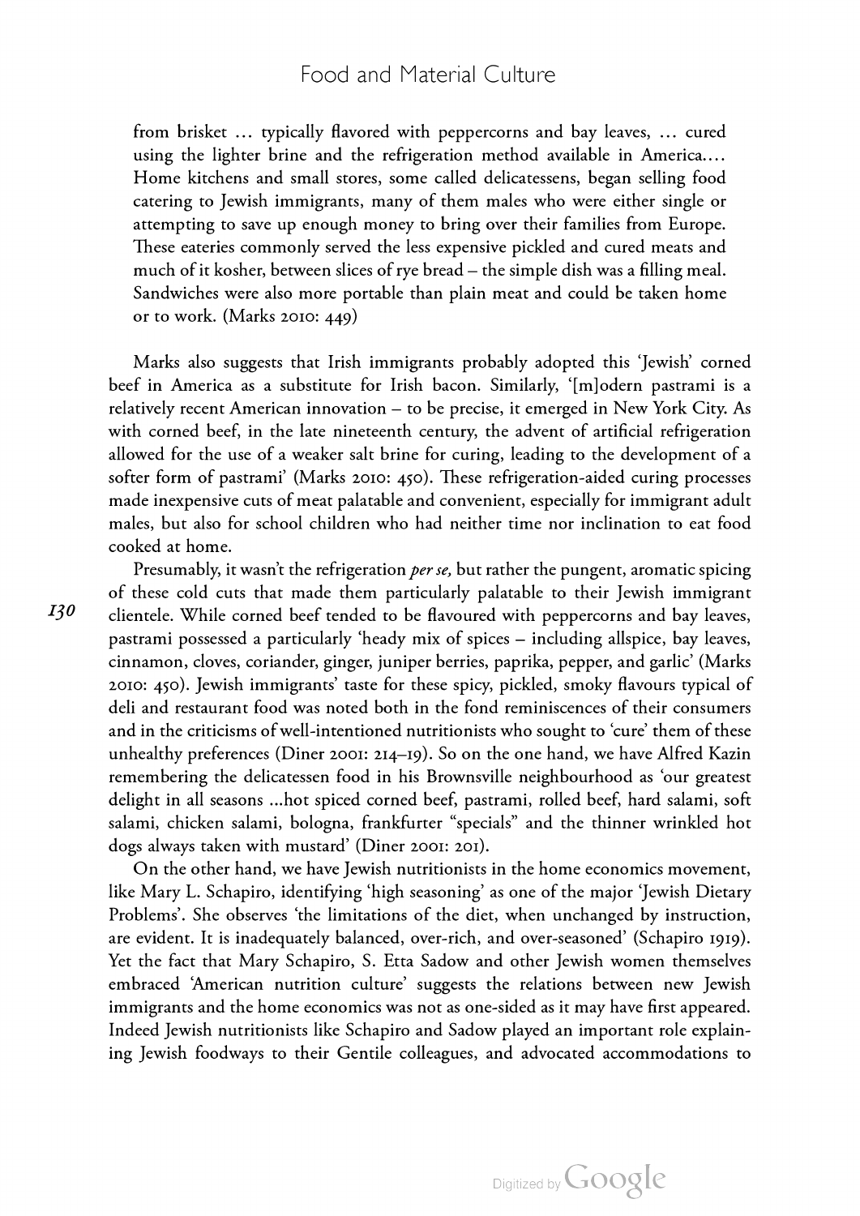> from brisket … typically flavored with peppercorns and bay leaves, … cured using the lighter brine and the refrigeration method available in America.… Home kitchens and small stores, some called delicatessens, began selling food catering to Jewish immigrants, many of them males who were either single or attempting to save up enough money to bring over their families from Europe. These eateries commonly served the less expensive pickled and cured meats and much of it kosher, between slices of rye bread – the simple dish was a filling meal. Sandwiches were also more portable than plain meat and could be taken home or to work. (Marks 2010: 449)

Marks also suggests that Irish immigrants probably adopted this 'Jewish' corned beef in America as a substitute for Irish bacon. Similarly, '[m]odern pastrami is a relatively recent American innovation – to be precise, it emerged in New York City. As with corned beef, in the late nineteenth century, the advent of artificial refrigeration allowed for the use of a weaker salt brine for curing, leading to the development of a softer form of pastrami' (Marks 2010: 450). These refrigeration-aided curing processes made inexpensive cuts of meat palatable and convenient, especially for immigrant adult males, but also for school children who had neither time nor inclination to eat food cooked at home.

Presumably, it wasn't the refrigeration *per se,* but rather the pungent, aromatic spicing of these cold cuts that made them particularly palatable to their Jewish immigrant clientele. While corned beef tended to be flavoured with peppercorns and bay leaves, pastrami possessed a particularly 'heady mix of spices – including allspice, bay leaves, cinnamon, cloves, coriander, ginger, juniper berries, paprika, pepper, and garlic' (Marks 2010: 450). Jewish immigrants' taste for these spicy, pickled, smoky flavours typical of deli and restaurant food was noted both in the fond reminiscences of their consumers and in the criticisms of well-intentioned nutritionists who sought to 'cure' them of these unhealthy preferences (Diner 2001: 214–19). So on the one hand, we have Alfred Kazin remembering the delicatessen food in his Brownsville neighbourhood as 'our greatest delight in all seasons …hot spiced corned beef, pastrami, rolled beef, hard salami, soft salami, chicken salami, bologna, frankfurter "specials" and the thinner wrinkled hot dogs always taken with mustard' (Diner 2001: 201).

On the other hand, we have Jewish nutritionists in the home economics movement, like Mary L. Schapiro, identifying 'high seasoning' as one of the major 'Jewish Dietary Problems'. She observes 'the limitations of the diet, when unchanged by instruction, are evident. It is inadequately balanced, over-rich, and over-seasoned' (Schapiro 1919). Yet the fact that Mary Schapiro, S. Etta Sadow and other Jewish women themselves embraced 'American nutrition culture' suggests the relations between new Jewish immigrants and the home economics was not as one-sided as it may have first appeared. Indeed Jewish nutritionists like Schapiro and Sadow played an important role explaining Jewish foodways to their Gentile colleagues, and advocated accommodations to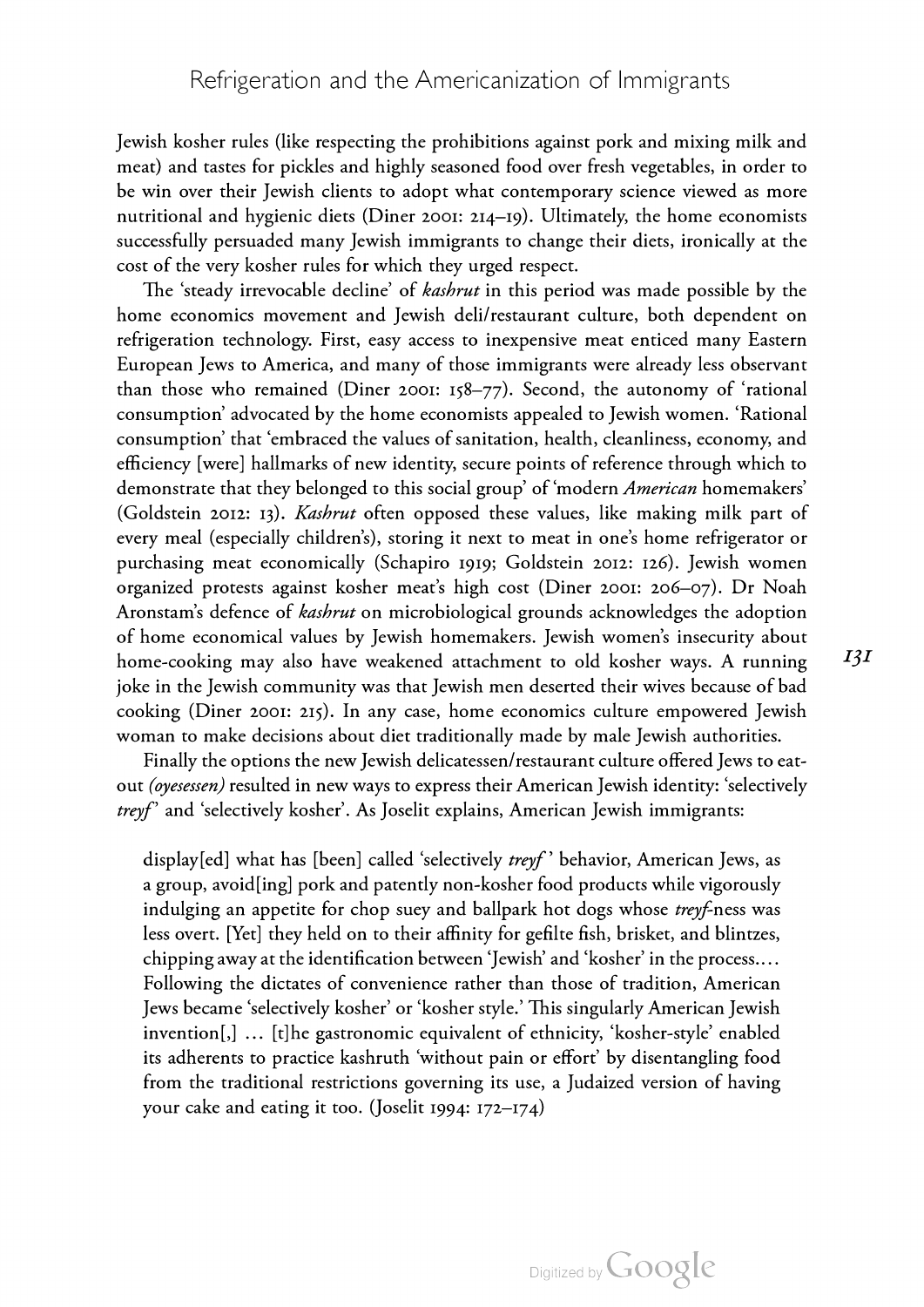Jewish kosher rules (like respecting the prohibitions against pork and mixing milk and meat) and tastes for pickles and highly seasoned food over fresh vegetables, in order to be win over their Jewish clients to adopt what contemporary science viewed as more nutritional and hygienic diets (Diner 2001: 214–19). Ultimately, the home economists successfully persuaded many Jewish immigrants to change their diets, ironically at the cost of the very kosher rules for which they urged respect.

The 'steady irrevocable decline' of *kashrut* in this period was made possible by the home economics movement and Jewish deli/restaurant culture, both dependent on refrigeration technology. First, easy access to inexpensive meat enticed many Eastern European Jews to America, and many of those immigrants were already less observant than those who remained (Diner 2001: 158–77). Second, the autonomy of 'rational consumption' advocated by the home economists appealed to Jewish women. 'Rational consumption' that 'embraced the values of sanitation, health, cleanliness, economy, and efficiency [were] hallmarks of new identity, secure points of reference through which to demonstrate that they belonged to this social group' of 'modern *American* homemakers' (Goldstein 2012: 13). *Kashrut* often opposed these values, like making milk part of every meal (especially children's), storing it next to meat in one's home refrigerator or purchasing meat economically (Schapiro 1919; Goldstein 2012: 126). Jewish women organized protests against kosher meat's high cost (Diner 2001: 206–07). Dr Noah Aronstam's defence of *kashrut* on microbiological grounds acknowledges the adoption of home economical values by Jewish homemakers. Jewish women's insecurity about home-cooking may also have weakened attachment to old kosher ways. A running joke in the Jewish community was that Jewish men deserted their wives because of bad cooking (Diner 2001: 215). In any case, home economics culture empowered Jewish woman to make decisions about diet traditionally made by male Jewish authorities.

Finally the options the new Jewish delicatessen/restaurant culture offered Jews to eat-out *(oyesessen)* resulted in new ways to express their American Jewish identity: 'selectively *treyf*' and 'selectively kosher'. As Joselit explains, American Jewish immigrants:

> display[ed] what has [been] called 'selectively *treyf*' behavior, American Jews, as a group, avoid[ing] pork and patently non-kosher food products while vigorously indulging an appetite for chop suey and ballpark hot dogs whose *treyf*-ness was less overt. [Yet] they held on to their affinity for gefilte fish, brisket, and blintzes, chipping away at the identification between 'Jewish' and 'kosher' in the process.... Following the dictates of convenience rather than those of tradition, American Jews became 'selectively kosher' or 'kosher style.' This singularly American Jewish invention[,] ... [t]he gastronomic equivalent of ethnicity, 'kosher-style' enabled its adherents to practice kashruth 'without pain or effort' by disentangling food from the traditional restrictions governing its use, a Judaized version of having your cake and eating it too. (Joselit 1994: 172–174)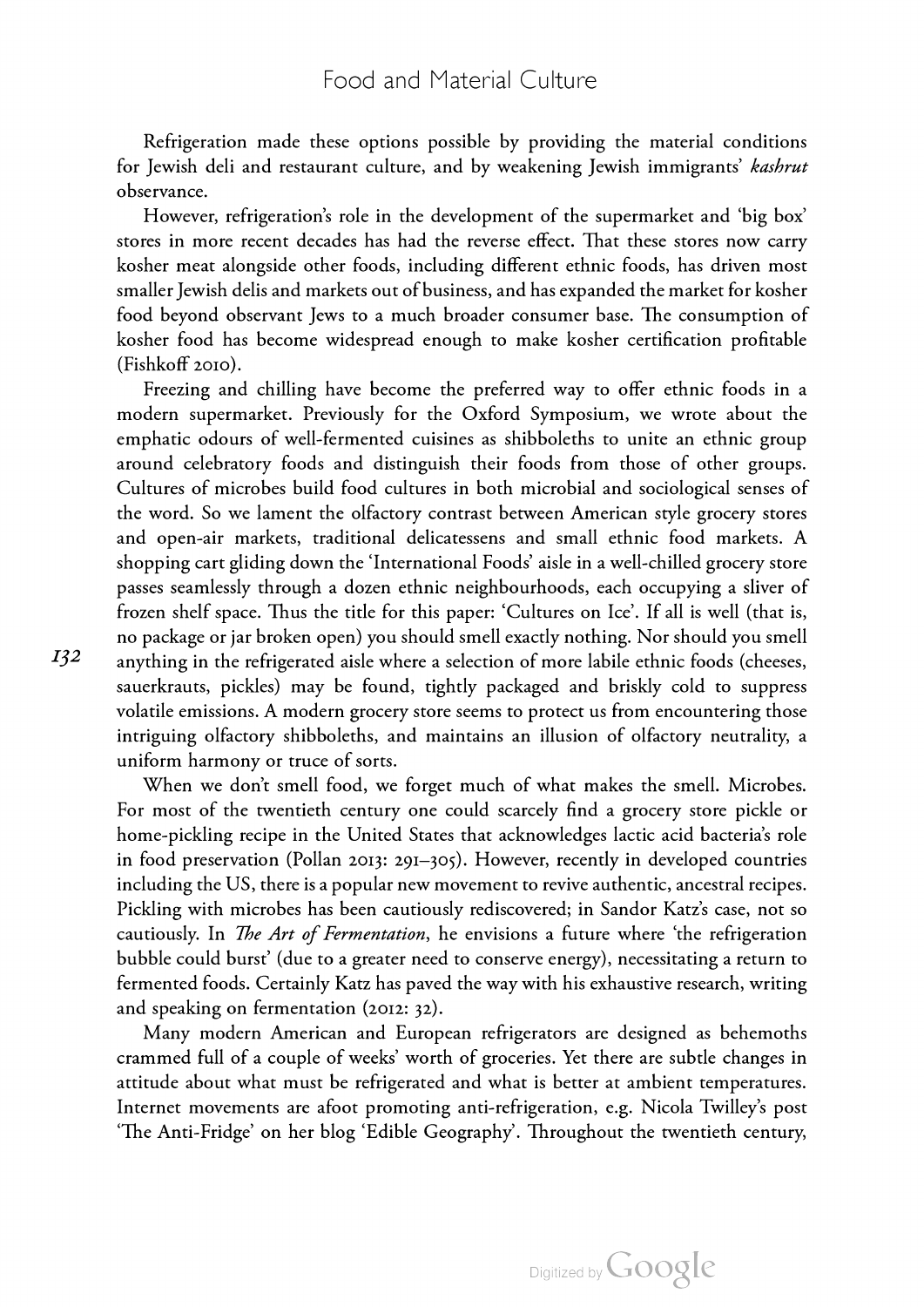Refrigeration made these options possible by providing the material conditions for Jewish deli and restaurant culture, and by weakening Jewish immigrants' *kashrut* observance.

However, refrigeration's role in the development of the supermarket and 'big box' stores in more recent decades has had the reverse effect. That these stores now carry kosher meat alongside other foods, including different ethnic foods, has driven most smaller Jewish delis and markets out of business, and has expanded the market for kosher food beyond observant Jews to a much broader consumer base. The consumption of kosher food has become widespread enough to make kosher certification profitable (Fishkoff 2010).

Freezing and chilling have become the preferred way to offer ethnic foods in a modern supermarket. Previously for the Oxford Symposium, we wrote about the emphatic odours of well-fermented cuisines as shibboleths to unite an ethnic group around celebratory foods and distinguish their foods from those of other groups. Cultures of microbes build food cultures in both microbial and sociological senses of the word. So we lament the olfactory contrast between American style grocery stores and open-air markets, traditional delicatessens and small ethnic food markets. A shopping cart gliding down the 'International Foods' aisle in a well-chilled grocery store passes seamlessly through a dozen ethnic neighbourhoods, each occupying a sliver of frozen shelf space. Thus the title for this paper: 'Cultures on Ice'. If all is well (that is, no package or jar broken open) you should smell exactly nothing. Nor should you smell anything in the refrigerated aisle where a selection of more labile ethnic foods (cheeses, sauerkrauts, pickles) may be found, tightly packaged and briskly cold to suppress volatile emissions. A modern grocery store seems to protect us from encountering those intriguing olfactory shibboleths, and maintains an illusion of olfactory neutrality, a uniform harmony or truce of sorts.

When we don't smell food, we forget much of what makes the smell. Microbes. For most of the twentieth century one could scarcely find a grocery store pickle or home-pickling recipe in the United States that acknowledges lactic acid bacteria's role in food preservation (Pollan 2013: 291–305). However, recently in developed countries including the US, there is a popular new movement to revive authentic, ancestral recipes. Pickling with microbes has been cautiously rediscovered; in Sandor Katz's case, not so cautiously. In *The Art of Fermentation*, he envisions a future where 'the refrigeration bubble could burst' (due to a greater need to conserve energy), necessitating a return to fermented foods. Certainly Katz has paved the way with his exhaustive research, writing and speaking on fermentation (2012: 32).

Many modern American and European refrigerators are designed as behemoths crammed full of a couple of weeks' worth of groceries. Yet there are subtle changes in attitude about what must be refrigerated and what is better at ambient temperatures. Internet movements are afoot promoting anti-refrigeration, e.g. Nicola Twilley's post 'The Anti-Fridge' on her blog 'Edible Geography'. Throughout the twentieth century,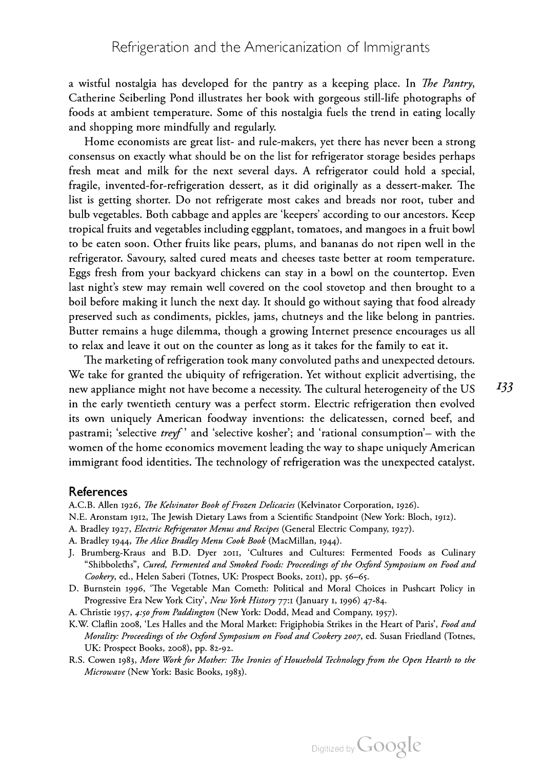a wistful nostalgia has developed for the pantry as a keeping place. In *The Pantry*, Catherine Seiberling Pond illustrates her book with gorgeous still-life photographs of foods at ambient temperature. Some of this nostalgia fuels the trend in eating locally and shopping more mindfully and regularly.

Home economists are great list- and rule-makers, yet there has never been a strong consensus on exactly what should be on the list for refrigerator storage besides perhaps fresh meat and milk for the next several days. A refrigerator could hold a special, fragile, invented-for-refrigeration dessert, as it did originally as a dessert-maker. The list is getting shorter. Do not refrigerate most cakes and breads nor root, tuber and bulb vegetables. Both cabbage and apples are 'keepers' according to our ancestors. Keep tropical fruits and vegetables including eggplant, tomatoes, and mangoes in a fruit bowl to be eaten soon. Other fruits like pears, plums, and bananas do not ripen well in the refrigerator. Savoury, salted cured meats and cheeses taste better at room temperature. Eggs fresh from your backyard chickens can stay in a bowl on the countertop. Even last night's stew may remain well covered on the cool stovetop and then brought to a boil before making it lunch the next day. It should go without saying that food already preserved such as condiments, pickles, jams, chutneys and the like belong in pantries. Butter remains a huge dilemma, though a growing Internet presence encourages us all to relax and leave it out on the counter as long as it takes for the family to eat it.

The marketing of refrigeration took many convoluted paths and unexpected detours. We take for granted the ubiquity of refrigeration. Yet without explicit advertising, the new appliance might not have become a necessity. The cultural heterogeneity of the US in the early twentieth century was a perfect storm. Electric refrigeration then evolved its own uniquely American foodway inventions: the delicatessen, corned beef, and pastrami; 'selective *treyf*' and 'selective kosher'; and 'rational consumption'– with the women of the home economics movement leading the way to shape uniquely American immigrant food identities. The technology of refrigeration was the unexpected catalyst.

## References

A.C.B. Allen 1926, *The Kelvinator Book of Frozen Delicacies* (Kelvinator Corporation, 1926).

N.E. Aronstam 1912, The Jewish Dietary Laws from a Scientific Standpoint (New York: Bloch, 1912).

A. Bradley 1927, *Electric Refrigerator Menus and Recipes* (General Electric Company, 1927).

A. Bradley 1944, *The Alice Bradley Menu Cook Book* (MacMillan, 1944).

J. Brumberg-Kraus and B.D. Dyer 2011, 'Cultures and Cultures: Fermented Foods as Culinary "Shibboleths"', *Cured, Fermented and Smoked Foods: Proceedings of the Oxford Symposium on Food and Cookery*, ed., Helen Saberi (Totnes, UK: Prospect Books, 2011), pp. 56–65.

D. Burnstein 1996, 'The Vegetable Man Cometh: Political and Moral Choices in Pushcart Policy in Progressive Era New York City', *New York History* 77:1 (January 1, 1996) 47-84.

A. Christie 1957, *4:50 from Paddington* (New York: Dodd, Mead and Company, 1957).

K.W. Claflin 2008, 'Les Halles and the Moral Market: Frigiphobia Strikes in the Heart of Paris', *Food and Morality: Proceedings* of *the Oxford Symposium on Food and Cookery 2007*, ed. Susan Friedland (Totnes, UK: Prospect Books, 2008), pp. 82-92.

R.S. Cowen 1983, *More Work for Mother: The Ironies of Household Technology from the Open Hearth to the Microwave* (New York: Basic Books, 1983).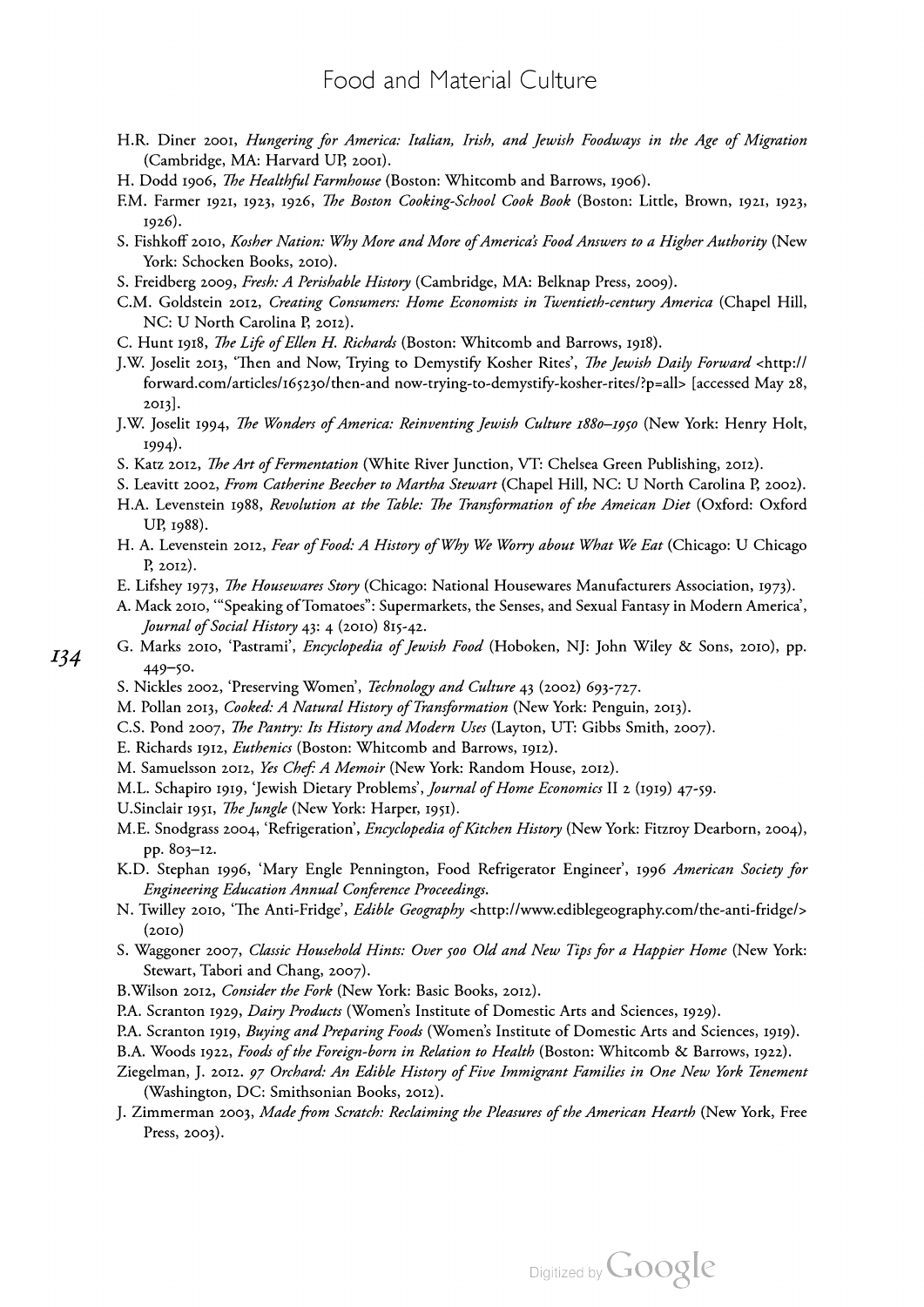H.R. Diner 2001, *Hungering for America: Italian, Irish, and Jewish Foodways in the Age of Migration* (Cambridge, MA: Harvard UP, 2001).

H. Dodd 1906, *The Healthful Farmhouse* (Boston: Whitcomb and Barrows, 1906).

F.M. Farmer 1921, 1923, 1926, *The Boston Cooking-School Cook Book* (Boston: Little, Brown, 1921, 1923, 1926).

S. Fishkoff 2010, *Kosher Nation: Why More and More of America's Food Answers to a Higher Authority* (New York: Schocken Books, 2010).

S. Freidberg 2009, *Fresh: A Perishable History* (Cambridge, MA: Belknap Press, 2009).

C.M. Goldstein 2012, *Creating Consumers: Home Economists in Twentieth-century America* (Chapel Hill, NC: U North Carolina P, 2012).

C. Hunt 1918, *The Life of Ellen H. Richards* (Boston: Whitcomb and Barrows, 1918).

J.W. Joselit 2013, 'Then and Now, Trying to Demystify Kosher Rites', *The Jewish Daily Forward* <http://forward.com/articles/165230/then-and now-trying-to-demystify-kosher-rites/?p=all> [accessed May 28, 2013].

J.W. Joselit 1994, *The Wonders of America: Reinventing Jewish Culture 1880–1950* (New York: Henry Holt, 1994).

S. Katz 2012, *The Art of Fermentation* (White River Junction, VT: Chelsea Green Publishing, 2012).

S. Leavitt 2002, *From Catherine Beecher to Martha Stewart* (Chapel Hill, NC: U North Carolina P, 2002).

H.A. Levenstein 1988, *Revolution at the Table: The Transformation of the Ameican Diet* (Oxford: Oxford UP, 1988).

H. A. Levenstein 2012, *Fear of Food: A History of Why We Worry about What We Eat* (Chicago: U Chicago P, 2012).

E. Lifshey 1973, *The Housewares Story* (Chicago: National Housewares Manufacturers Association, 1973).

A. Mack 2010, '"Speaking of Tomatoes": Supermarkets, the Senses, and Sexual Fantasy in Modern America', *Journal of Social History* 43: 4 (2010) 815-42.

G. Marks 2010, 'Pastrami', *Encyclopedia of Jewish Food* (Hoboken, NJ: John Wiley & Sons, 2010), pp. 449–50.

S. Nickles 2002, 'Preserving Women', *Technology and Culture* 43 (2002) 693-727.

M. Pollan 2013, *Cooked: A Natural History of Transformation* (New York: Penguin, 2013).

C.S. Pond 2007, *The Pantry: Its History and Modern Uses* (Layton, UT: Gibbs Smith, 2007).

E. Richards 1912, *Euthenics* (Boston: Whitcomb and Barrows, 1912).

M. Samuelsson 2012, *Yes Chef: A Memoir* (New York: Random House, 2012).

M.L. Schapiro 1919, 'Jewish Dietary Problems', *Journal of Home Economics* II 2 (1919) 47-59.

U.Sinclair 1951, *The Jungle* (New York: Harper, 1951).

M.E. Snodgrass 2004, 'Refrigeration', *Encyclopedia of Kitchen History* (New York: Fitzroy Dearborn, 2004), pp. 803–12.

K.D. Stephan 1996, 'Mary Engle Pennington, Food Refrigerator Engineer', 1996 *American Society for Engineering Education Annual Conference Proceedings*.

N. Twilley 2010, 'The Anti-Fridge', *Edible Geography* <http://www.ediblegeography.com/the-anti-fridge/> (2010)

S. Waggoner 2007, *Classic Household Hints: Over 500 Old and New Tips for a Happier Home* (New York: Stewart, Tabori and Chang, 2007).

B.Wilson 2012, *Consider the Fork* (New York: Basic Books, 2012).

P.A. Scranton 1929, *Dairy Products* (Women's Institute of Domestic Arts and Sciences, 1929).

P.A. Scranton 1919, *Buying and Preparing Foods* (Women's Institute of Domestic Arts and Sciences, 1919).

B.A. Woods 1922, *Foods of the Foreign-born in Relation to Health* (Boston: Whitcomb & Barrows, 1922).

Ziegelman, J. 2012. *97 Orchard: An Edible History of Five Immigrant Families in One New York Tenement* (Washington, DC: Smithsonian Books, 2012).

J. Zimmerman 2003, *Made from Scratch: Reclaiming the Pleasures of the American Hearth* (New York, Free Press, 2003).